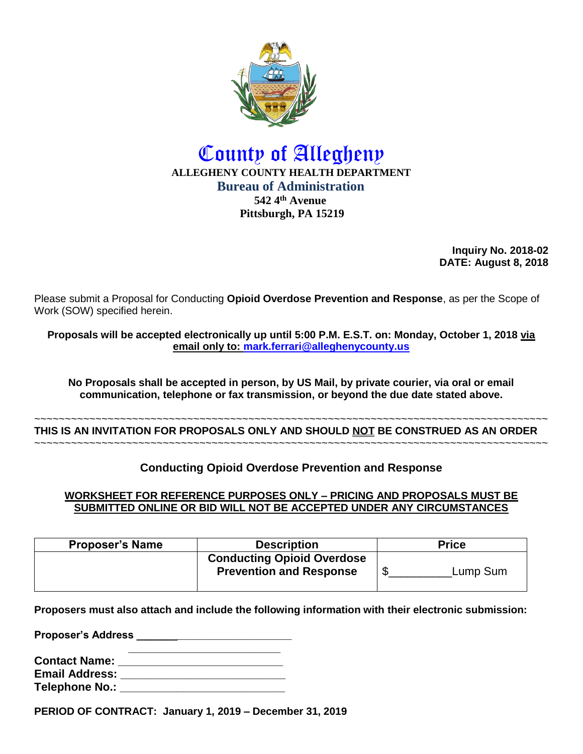# County of Allegheny

**ALLEGHENY COUNTY HEALTH DEPARTMENT**

**Bureau of Administration**

**542 4th Avenue**

**Pittsburgh, PA 15219**

**Inquiry No. 2018-02**
**DATE: August 8, 2018**

Please submit a Proposal for Conducting **Opioid Overdose Prevention and Response**, as per the Scope of Work (SOW) specified herein.

**Proposals will be accepted electronically up until 5:00 P.M. E.S.T. on: Monday, October 1, 2018 via email only to: mark.ferrari@alleghenycounty.us**

**No Proposals shall be accepted in person, by US Mail, by private courier, via oral or email communication, telephone or fax transmission, or beyond the due date stated above.**

~~~~~~~~~~~~~~~~~~~~~~~~~~~~~~~~~~~~~~~~~~~~~~~~~~~~~~~~~~~~~~~~~~~~~~~~~~~~~~~~~~~~~~~~~~

**THIS IS AN INVITATION FOR PROPOSALS ONLY AND SHOULD NOT BE CONSTRUED AS AN ORDER**

~~~~~~~~~~~~~~~~~~~~~~~~~~~~~~~~~~~~~~~~~~~~~~~~~~~~~~~~~~~~~~~~~~~~~~~~~~~~~~~~~~~~~~~~~~

## Conducting Opioid Overdose Prevention and Response

**WORKSHEET FOR REFERENCE PURPOSES ONLY – PRICING AND PROPOSALS MUST BE SUBMITTED ONLINE OR BID WILL NOT BE ACCEPTED UNDER ANY CIRCUMSTANCES**

| Proposer's Name | Description | Price |
|---|---|---|
| | **Conducting Opioid Overdose Prevention and Response** | $__________Lump Sum |

**Proposers must also attach and include the following information with their electronic submission:**

**Proposer's Address ___________________________**

**___________________________**

**Contact Name: ___________________________**

**Email Address: ___________________________**

**Telephone No.: ___________________________**

**PERIOD OF CONTRACT: January 1, 2019 – December 31, 2019**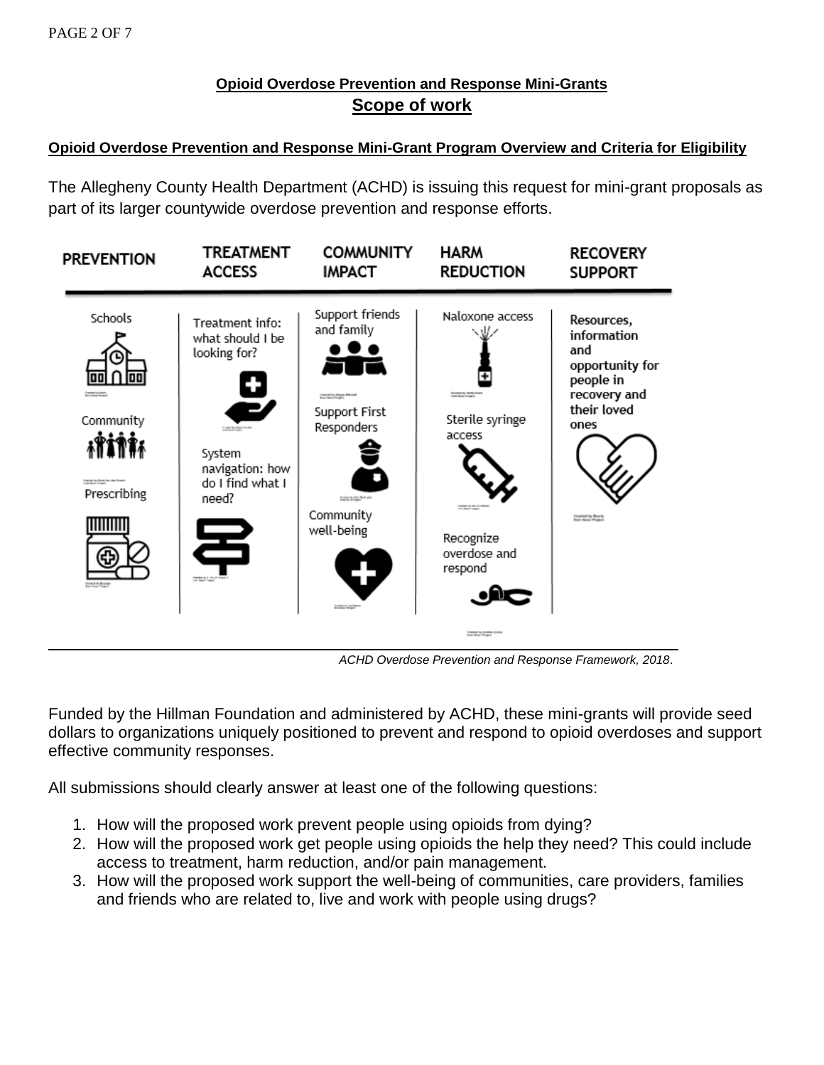**Opioid Overdose Prevention and Response Mini-Grants**

## Scope of work

**Opioid Overdose Prevention and Response Mini-Grant Program Overview and Criteria for Eligibility**

The Allegheny County Health Department (ACHD) is issuing this request for mini-grant proposals as part of its larger countywide overdose prevention and response efforts.

| PREVENTION | TREATMENT ACCESS | COMMUNITY IMPACT | HARM REDUCTION | RECOVERY SUPPORT |
|---|---|---|---|---|
| Schools | Treatment info: what should I be looking for? | Support friends and family | Naloxone access | Resources, information and opportunity for people in recovery and their loved ones |
| Community | System navigation: how do I find what I need? | Support First Responders | Sterile syringe access | |
| Prescribing | | Community well-being | Recognize overdose and respond | |

*ACHD Overdose Prevention and Response Framework, 2018*.

Funded by the Hillman Foundation and administered by ACHD, these mini-grants will provide seed dollars to organizations uniquely positioned to prevent and respond to opioid overdoses and support effective community responses.

All submissions should clearly answer at least one of the following questions:

1. How will the proposed work prevent people using opioids from dying?
2. How will the proposed work get people using opioids the help they need? This could include access to treatment, harm reduction, and/or pain management.
3. How will the proposed work support the well-being of communities, care providers, families and friends who are related to, live and work with people using drugs?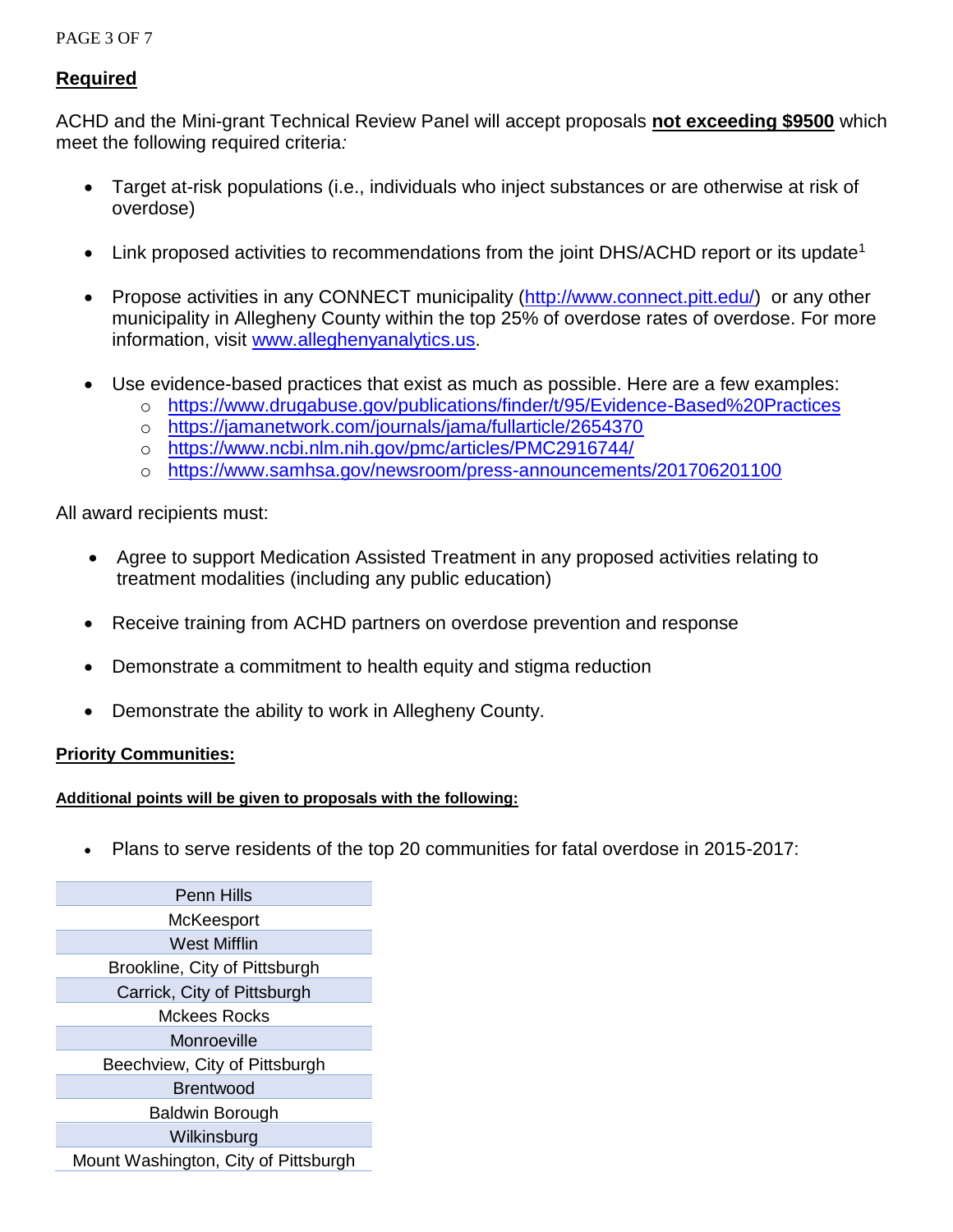## **Required**

ACHD and the Mini-grant Technical Review Panel will accept proposals **not exceeding $9500** which meet the following required criteria*:*

- Target at-risk populations (i.e., individuals who inject substances or are otherwise at risk of overdose)
- Link proposed activities to recommendations from the joint DHS/ACHD report or its update[1]
- Propose activities in any CONNECT municipality (http://www.connect.pitt.edu/) or any other municipality in Allegheny County within the top 25% of overdose rates of overdose. For more information, visit www.alleghenyanalytics.us.
- Use evidence-based practices that exist as much as possible. Here are a few examples:
  - https://www.drugabuse.gov/publications/finder/t/95/Evidence-Based%20Practices
  - https://jamanetwork.com/journals/jama/fullarticle/2654370
  - https://www.ncbi.nlm.nih.gov/pmc/articles/PMC2916744/
  - https://www.samhsa.gov/newsroom/press-announcements/201706201100

All award recipients must:

- Agree to support Medication Assisted Treatment in any proposed activities relating to treatment modalities (including any public education)
- Receive training from ACHD partners on overdose prevention and response
- Demonstrate a commitment to health equity and stigma reduction
- Demonstrate the ability to work in Allegheny County.

### **Priority Communities:**

**Additional points will be given to proposals with the following:**

- Plans to serve residents of the top 20 communities for fatal overdose in 2015-2017:

| |
|---|
| Penn Hills |
| McKeesport |
| West Mifflin |
| Brookline, City of Pittsburgh |
| Carrick, City of Pittsburgh |
| Mckees Rocks |
| Monroeville |
| Beechview, City of Pittsburgh |
| Brentwood |
| Baldwin Borough |
| Wilkinsburg |
| Mount Washington, City of Pittsburgh |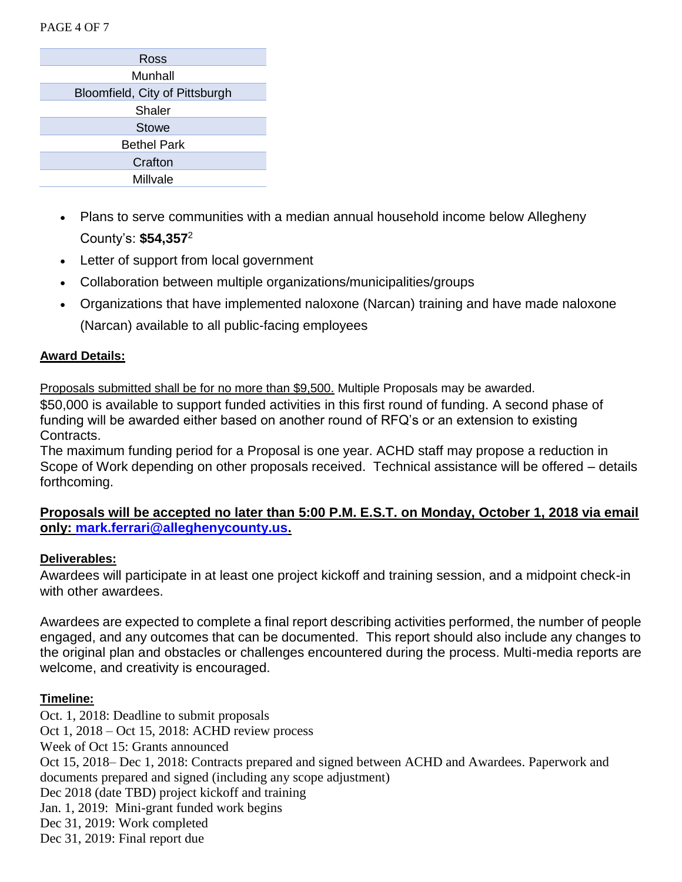| Ross |
| --- |
| Munhall |
| Bloomfield, City of Pittsburgh |
| Shaler |
| Stowe |
| Bethel Park |
| Crafton |
| Millvale |

- Plans to serve communities with a median annual household income below Allegheny County's: **$54,357**[2]
- Letter of support from local government
- Collaboration between multiple organizations/municipalities/groups
- Organizations that have implemented naloxone (Narcan) training and have made naloxone (Narcan) available to all public-facing employees

**Award Details:**

Proposals submitted shall be for no more than $9,500. Multiple Proposals may be awarded.
$50,000 is available to support funded activities in this first round of funding. A second phase of funding will be awarded either based on another round of RFQ's or an extension to existing Contracts.
The maximum funding period for a Proposal is one year. ACHD staff may propose a reduction in Scope of Work depending on other proposals received. Technical assistance will be offered – details forthcoming.

**Proposals will be accepted no later than 5:00 P.M. E.S.T. on Monday, October 1, 2018 via email only: mark.ferrari@alleghenycounty.us.**

**Deliverables:**
Awardees will participate in at least one project kickoff and training session, and a midpoint check-in with other awardees.

Awardees are expected to complete a final report describing activities performed, the number of people engaged, and any outcomes that can be documented. This report should also include any changes to the original plan and obstacles or challenges encountered during the process. Multi-media reports are welcome, and creativity is encouraged.

**Timeline:**
Oct. 1, 2018: Deadline to submit proposals
Oct 1, 2018 – Oct 15, 2018: ACHD review process
Week of Oct 15: Grants announced
Oct 15, 2018– Dec 1, 2018: Contracts prepared and signed between ACHD and Awardees. Paperwork and documents prepared and signed (including any scope adjustment)
Dec 2018 (date TBD) project kickoff and training
Jan. 1, 2019: Mini-grant funded work begins
Dec 31, 2019: Work completed
Dec 31, 2019: Final report due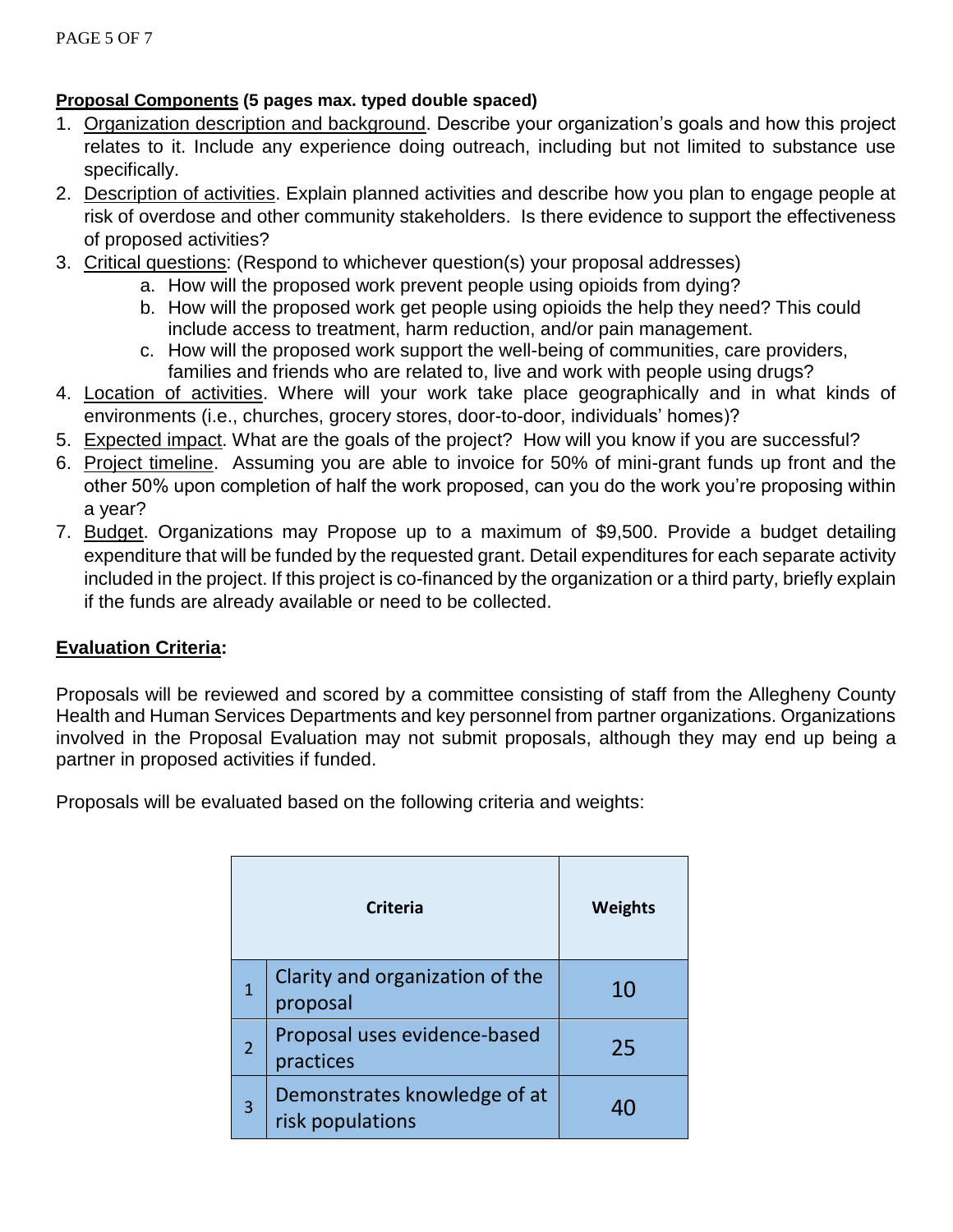**<u>Proposal Components</u> (5 pages max. typed double spaced)**

1. <u>Organization description and background</u>. Describe your organization's goals and how this project relates to it. Include any experience doing outreach, including but not limited to substance use specifically.
2. <u>Description of activities</u>. Explain planned activities and describe how you plan to engage people at risk of overdose and other community stakeholders. Is there evidence to support the effectiveness of proposed activities?
3. <u>Critical questions</u>: (Respond to whichever question(s) your proposal addresses)
    a. How will the proposed work prevent people using opioids from dying?
    b. How will the proposed work get people using opioids the help they need? This could include access to treatment, harm reduction, and/or pain management.
    c. How will the proposed work support the well-being of communities, care providers, families and friends who are related to, live and work with people using drugs?
4. <u>Location of activities</u>. Where will your work take place geographically and in what kinds of environments (i.e., churches, grocery stores, door-to-door, individuals' homes)?
5. <u>Expected impact</u>. What are the goals of the project? How will you know if you are successful?
6. <u>Project timeline</u>. Assuming you are able to invoice for 50% of mini-grant funds up front and the other 50% upon completion of half the work proposed, can you do the work you're proposing within a year?
7. <u>Budget</u>. Organizations may Propose up to a maximum of $9,500. Provide a budget detailing expenditure that will be funded by the requested grant. Detail expenditures for each separate activity included in the project. If this project is co-financed by the organization or a third party, briefly explain if the funds are already available or need to be collected.

**<u>Evaluation Criteria</u>:**

Proposals will be reviewed and scored by a committee consisting of staff from the Allegheny County Health and Human Services Departments and key personnel from partner organizations. Organizations involved in the Proposal Evaluation may not submit proposals, although they may end up being a partner in proposed activities if funded.

Proposals will be evaluated based on the following criteria and weights:

| | Criteria | Weights |
|---|---|---|
| 1 | Clarity and organization of the proposal | 10 |
| 2 | Proposal uses evidence-based practices | 25 |
| 3 | Demonstrates knowledge of at risk populations | 40 |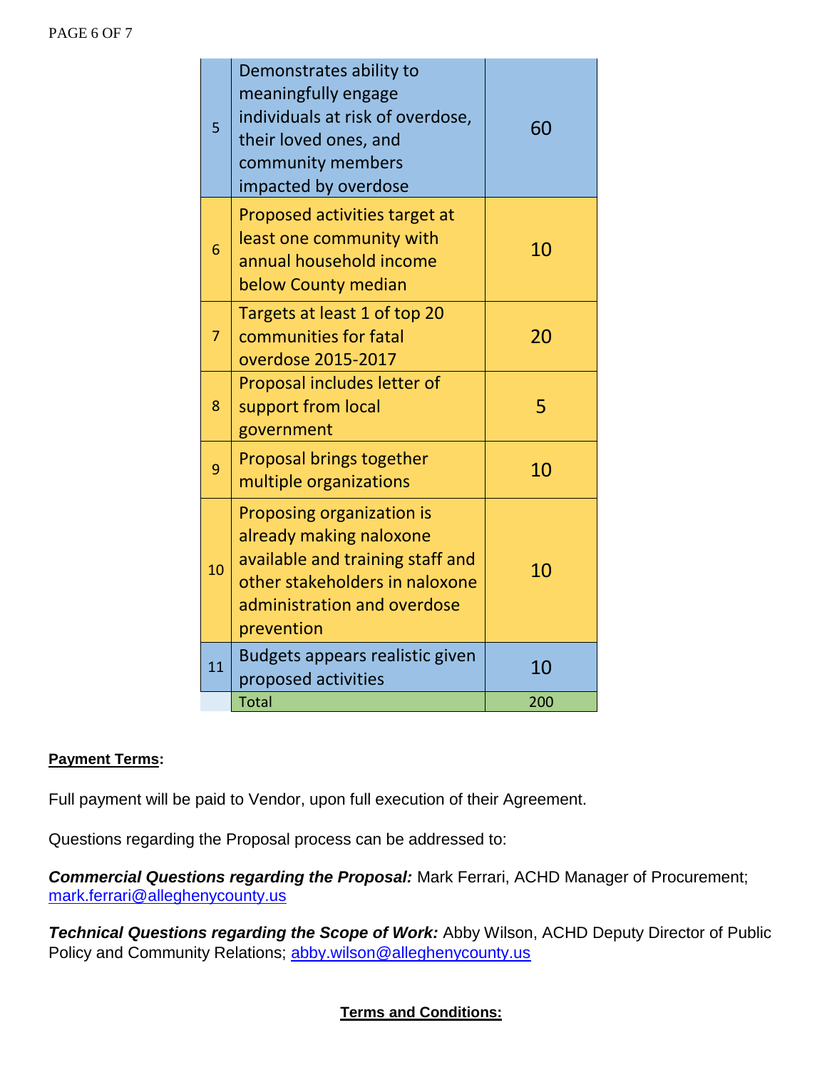| | | |
|---|---|---|
| 5 | Demonstrates ability to meaningfully engage individuals at risk of overdose, their loved ones, and community members impacted by overdose | 60 |
| 6 | Proposed activities target at least one community with annual household income below County median | 10 |
| 7 | Targets at least 1 of top 20 communities for fatal overdose 2015-2017 | 20 |
| 8 | Proposal includes letter of support from local government | 5 |
| 9 | Proposal brings together multiple organizations | 10 |
| 10 | Proposing organization is already making naloxone available and training staff and other stakeholders in naloxone administration and overdose prevention | 10 |
| 11 | Budgets appears realistic given proposed activities | 10 |
| | Total | 200 |

**Payment Terms:**

Full payment will be paid to Vendor, upon full execution of their Agreement.

Questions regarding the Proposal process can be addressed to:

***Commercial Questions regarding the Proposal:*** Mark Ferrari, ACHD Manager of Procurement; mark.ferrari@alleghenycounty.us

***Technical Questions regarding the Scope of Work:*** Abby Wilson, ACHD Deputy Director of Public Policy and Community Relations; abby.wilson@alleghenycounty.us

**Terms and Conditions:**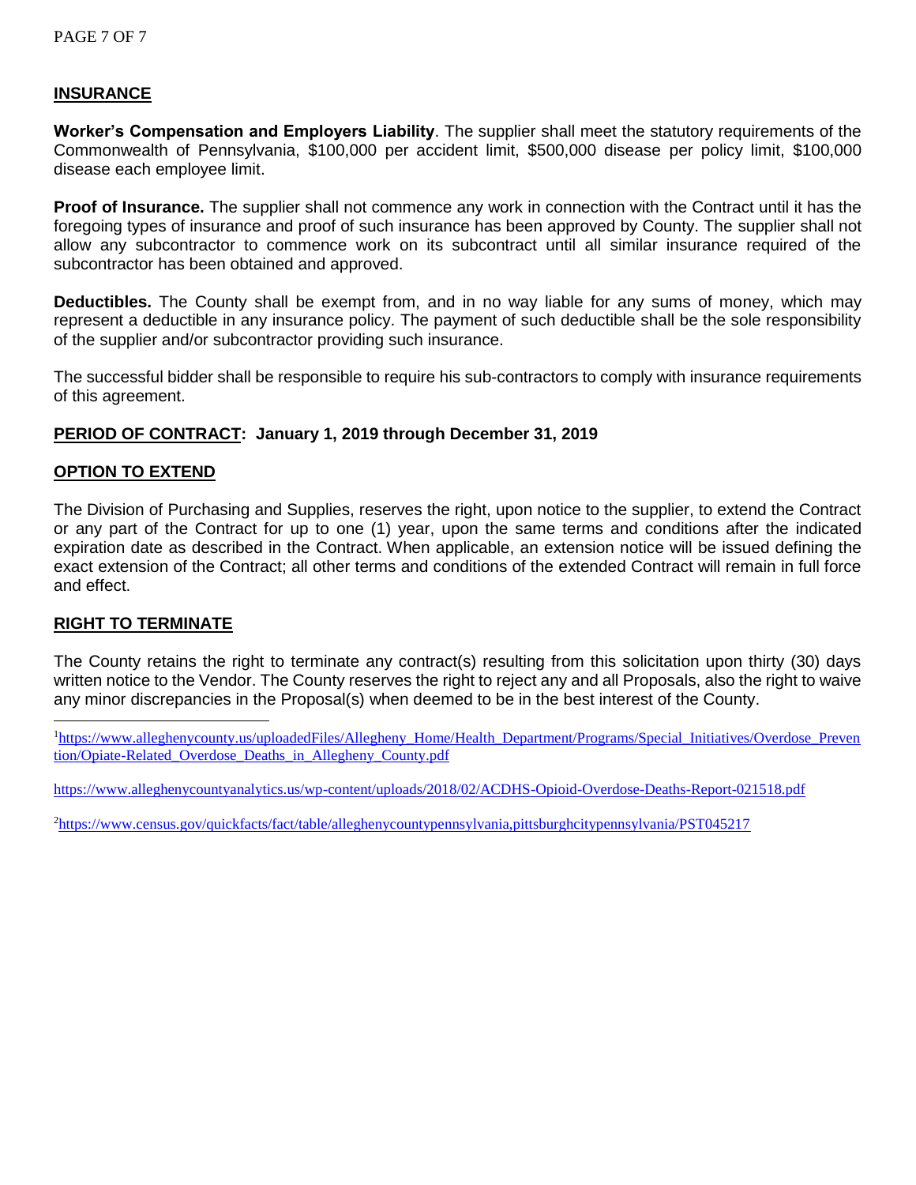## INSURANCE

**Worker's Compensation and Employers Liability**. The supplier shall meet the statutory requirements of the Commonwealth of Pennsylvania, $100,000 per accident limit, $500,000 disease per policy limit, $100,000 disease each employee limit.

**Proof of Insurance.** The supplier shall not commence any work in connection with the Contract until it has the foregoing types of insurance and proof of such insurance has been approved by County. The supplier shall not allow any subcontractor to commence work on its subcontract until all similar insurance required of the subcontractor has been obtained and approved.

**Deductibles.** The County shall be exempt from, and in no way liable for any sums of money, which may represent a deductible in any insurance policy. The payment of such deductible shall be the sole responsibility of the supplier and/or subcontractor providing such insurance.

The successful bidder shall be responsible to require his sub-contractors to comply with insurance requirements of this agreement.

## PERIOD OF CONTRACT: January 1, 2019 through December 31, 2019

## OPTION TO EXTEND

The Division of Purchasing and Supplies, reserves the right, upon notice to the supplier, to extend the Contract or any part of the Contract for up to one (1) year, upon the same terms and conditions after the indicated expiration date as described in the Contract. When applicable, an extension notice will be issued defining the exact extension of the Contract; all other terms and conditions of the extended Contract will remain in full force and effect.

## RIGHT TO TERMINATE

The County retains the right to terminate any contract(s) resulting from this solicitation upon thirty (30) days written notice to the Vendor. The County reserves the right to reject any and all Proposals, also the right to waive any minor discrepancies in the Proposal(s) when deemed to be in the best interest of the County.

---

[1] https://www.alleghenycounty.us/uploadedFiles/Allegheny_Home/Health_Department/Programs/Special_Initiatives/Overdose_Prevention/Opiate-Related_Overdose_Deaths_in_Allegheny_County.pdf

https://www.alleghenycountyanalytics.us/wp-content/uploads/2018/02/ACDHS-Opioid-Overdose-Deaths-Report-021518.pdf

[2] https://www.census.gov/quickfacts/fact/table/alleghenycountypennsylvania,pittsburghcitypennsylvania/PST045217